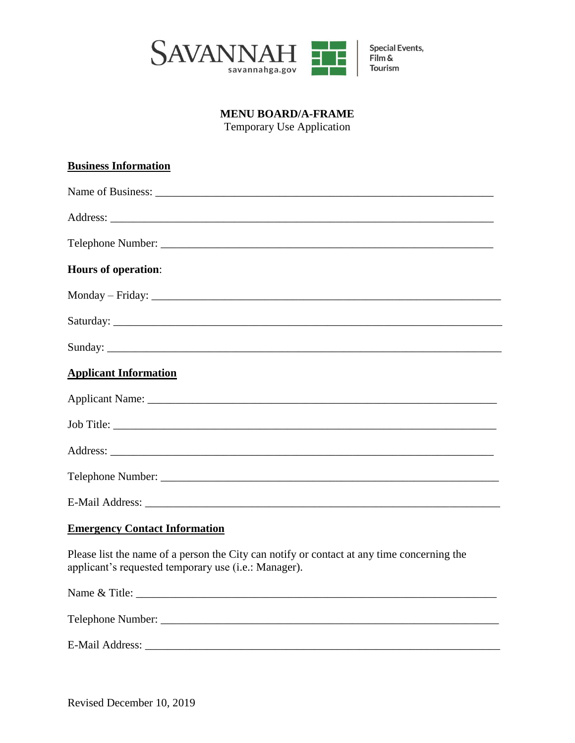SAVANNAH savannahga.gov | Special Events, Film & Tourism

**MENU BOARD/A-FRAME**
Temporary Use Application

**Business Information**

Name of Business: ______________________________________________________________

Address: ______________________________________________________________________

Telephone Number: ______________________________________________________________

**Hours of operation**:

Monday – Friday: ________________________________________________________________

Saturday: ______________________________________________________________________

Sunday: _______________________________________________________________________

**Applicant Information**

Applicant Name: _________________________________________________________________

Job Title: ______________________________________________________________________

Address: _______________________________________________________________________

Telephone Number: _______________________________________________________________

E-Mail Address: _________________________________________________________________

**Emergency Contact Information**

Please list the name of a person the City can notify or contact at any time concerning the applicant's requested temporary use (i.e.: Manager).

Name & Title: __________________________________________________________________

Telephone Number: _______________________________________________________________

E-Mail Address: _________________________________________________________________

Revised December 10, 2019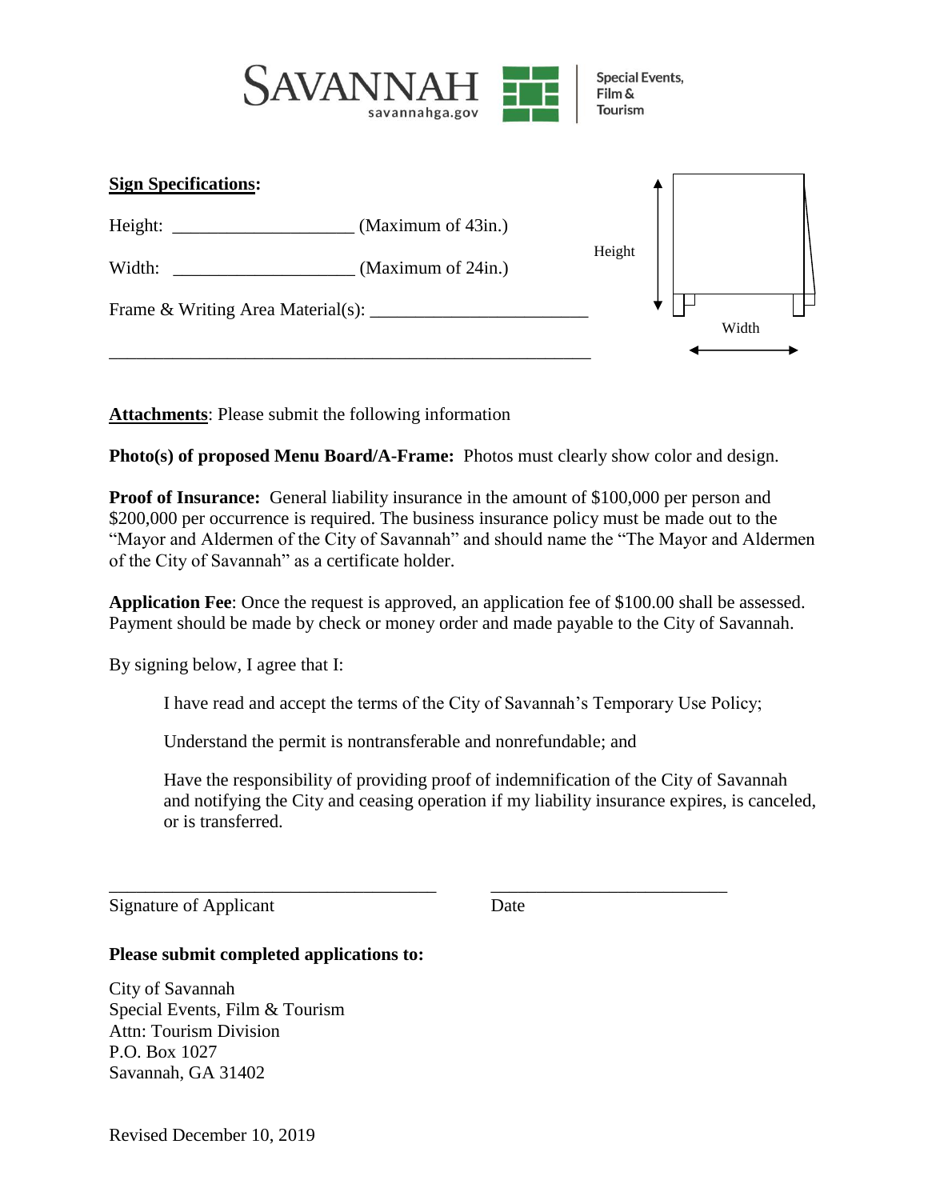SAVANNAH savannahga.gov | Special Events, Film & Tourism

**<u>Sign Specifications</u>:**

Height: ____________________ (Maximum of 43in.)

Width: ____________________ (Maximum of 24in.)

Frame & Writing Area Material(s): ________________________

______________________________________________________

Height

Width

**<u>Attachments</u>**: Please submit the following information

**Photo(s) of proposed Menu Board/A-Frame:** Photos must clearly show color and design.

**Proof of Insurance:** General liability insurance in the amount of $100,000 per person and $200,000 per occurrence is required. The business insurance policy must be made out to the "Mayor and Aldermen of the City of Savannah" and should name the "The Mayor and Aldermen of the City of Savannah" as a certificate holder.

**Application Fee**: Once the request is approved, an application fee of $100.00 shall be assessed. Payment should be made by check or money order and made payable to the City of Savannah.

By signing below, I agree that I:

> I have read and accept the terms of the City of Savannah's Temporary Use Policy;
>
> Understand the permit is nontransferable and nonrefundable; and
>
> Have the responsibility of providing proof of indemnification of the City of Savannah and notifying the City and ceasing operation if my liability insurance expires, is canceled, or is transferred.

_____________________________________ ___________________________

Signature of Applicant Date

**Please submit completed applications to:**

City of Savannah
Special Events, Film & Tourism
Attn: Tourism Division
P.O. Box 1027
Savannah, GA 31402

Revised December 10, 2019